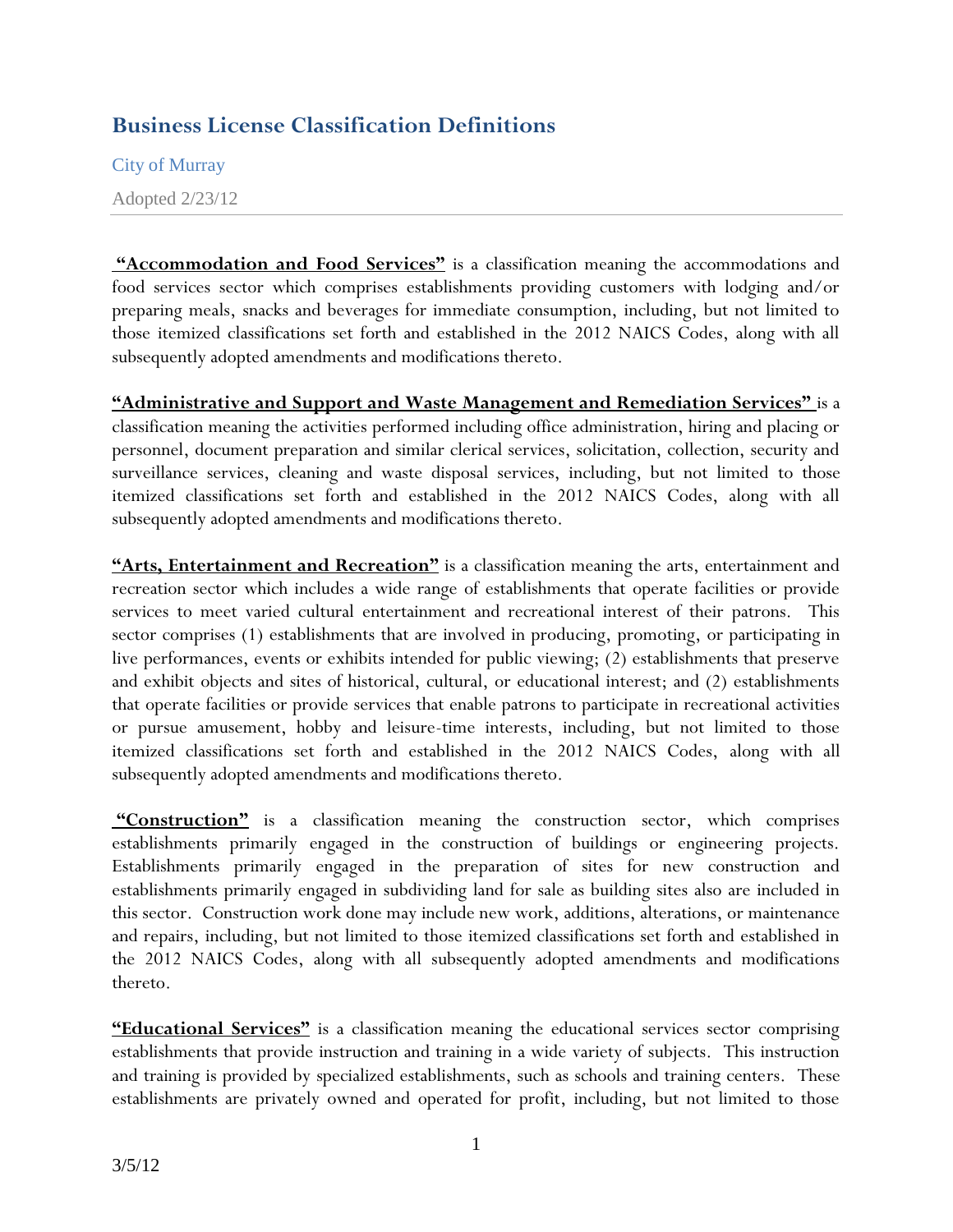# Business License Classification Definitions

City of Murray

Adopted 2/23/12

**"Accommodation and Food Services"** is a classification meaning the accommodations and food services sector which comprises establishments providing customers with lodging and/or preparing meals, snacks and beverages for immediate consumption, including, but not limited to those itemized classifications set forth and established in the 2012 NAICS Codes, along with all subsequently adopted amendments and modifications thereto.

**"Administrative and Support and Waste Management and Remediation Services"** is a classification meaning the activities performed including office administration, hiring and placing or personnel, document preparation and similar clerical services, solicitation, collection, security and surveillance services, cleaning and waste disposal services, including, but not limited to those itemized classifications set forth and established in the 2012 NAICS Codes, along with all subsequently adopted amendments and modifications thereto.

**"Arts, Entertainment and Recreation"** is a classification meaning the arts, entertainment and recreation sector which includes a wide range of establishments that operate facilities or provide services to meet varied cultural entertainment and recreational interest of their patrons. This sector comprises (1) establishments that are involved in producing, promoting, or participating in live performances, events or exhibits intended for public viewing; (2) establishments that preserve and exhibit objects and sites of historical, cultural, or educational interest; and (2) establishments that operate facilities or provide services that enable patrons to participate in recreational activities or pursue amusement, hobby and leisure-time interests, including, but not limited to those itemized classifications set forth and established in the 2012 NAICS Codes, along with all subsequently adopted amendments and modifications thereto.

**"Construction"** is a classification meaning the construction sector, which comprises establishments primarily engaged in the construction of buildings or engineering projects. Establishments primarily engaged in the preparation of sites for new construction and establishments primarily engaged in subdividing land for sale as building sites also are included in this sector. Construction work done may include new work, additions, alterations, or maintenance and repairs, including, but not limited to those itemized classifications set forth and established in the 2012 NAICS Codes, along with all subsequently adopted amendments and modifications thereto.

**"Educational Services"** is a classification meaning the educational services sector comprising establishments that provide instruction and training in a wide variety of subjects. This instruction and training is provided by specialized establishments, such as schools and training centers. These establishments are privately owned and operated for profit, including, but not limited to those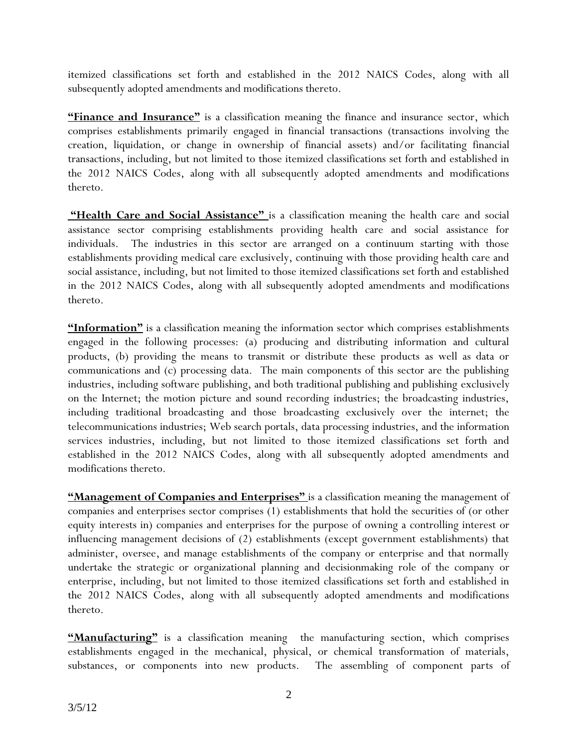itemized classifications set forth and established in the 2012 NAICS Codes, along with all subsequently adopted amendments and modifications thereto.

**"Finance and Insurance"** is a classification meaning the finance and insurance sector, which comprises establishments primarily engaged in financial transactions (transactions involving the creation, liquidation, or change in ownership of financial assets) and/or facilitating financial transactions, including, but not limited to those itemized classifications set forth and established in the 2012 NAICS Codes, along with all subsequently adopted amendments and modifications thereto.

**"Health Care and Social Assistance"** is a classification meaning the health care and social assistance sector comprising establishments providing health care and social assistance for individuals. The industries in this sector are arranged on a continuum starting with those establishments providing medical care exclusively, continuing with those providing health care and social assistance, including, but not limited to those itemized classifications set forth and established in the 2012 NAICS Codes, along with all subsequently adopted amendments and modifications thereto.

**"Information"** is a classification meaning the information sector which comprises establishments engaged in the following processes: (a) producing and distributing information and cultural products, (b) providing the means to transmit or distribute these products as well as data or communications and (c) processing data. The main components of this sector are the publishing industries, including software publishing, and both traditional publishing and publishing exclusively on the Internet; the motion picture and sound recording industries; the broadcasting industries, including traditional broadcasting and those broadcasting exclusively over the internet; the telecommunications industries; Web search portals, data processing industries, and the information services industries, including, but not limited to those itemized classifications set forth and established in the 2012 NAICS Codes, along with all subsequently adopted amendments and modifications thereto.

**"Management of Companies and Enterprises"** is a classification meaning the management of companies and enterprises sector comprises (1) establishments that hold the securities of (or other equity interests in) companies and enterprises for the purpose of owning a controlling interest or influencing management decisions of (2) establishments (except government establishments) that administer, oversee, and manage establishments of the company or enterprise and that normally undertake the strategic or organizational planning and decisionmaking role of the company or enterprise, including, but not limited to those itemized classifications set forth and established in the 2012 NAICS Codes, along with all subsequently adopted amendments and modifications thereto.

**"Manufacturing"** is a classification meaning the manufacturing section, which comprises establishments engaged in the mechanical, physical, or chemical transformation of materials, substances, or components into new products. The assembling of component parts of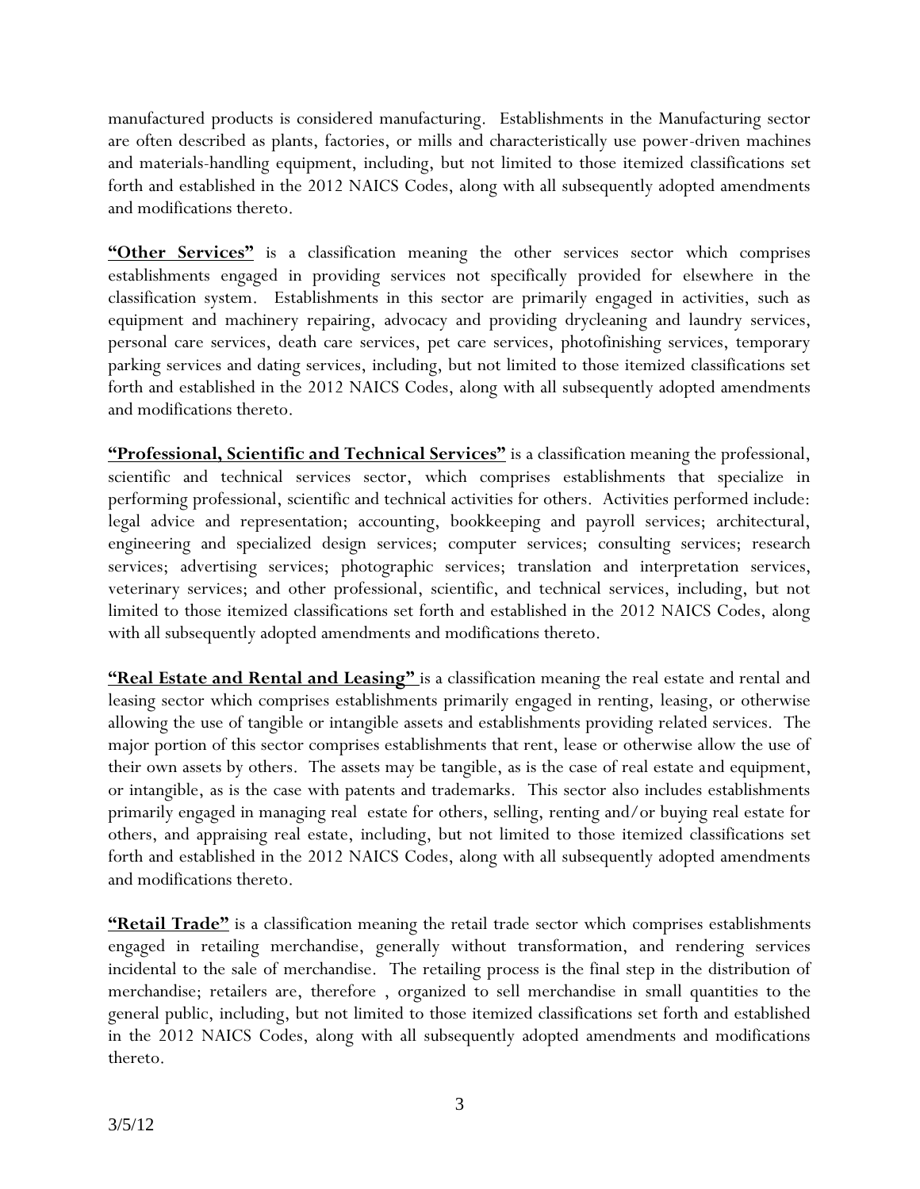manufactured products is considered manufacturing. Establishments in the Manufacturing sector are often described as plants, factories, or mills and characteristically use power-driven machines and materials-handling equipment, including, but not limited to those itemized classifications set forth and established in the 2012 NAICS Codes, along with all subsequently adopted amendments and modifications thereto.

**"Other Services"** is a classification meaning the other services sector which comprises establishments engaged in providing services not specifically provided for elsewhere in the classification system. Establishments in this sector are primarily engaged in activities, such as equipment and machinery repairing, advocacy and providing drycleaning and laundry services, personal care services, death care services, pet care services, photofinishing services, temporary parking services and dating services, including, but not limited to those itemized classifications set forth and established in the 2012 NAICS Codes, along with all subsequently adopted amendments and modifications thereto.

**"Professional, Scientific and Technical Services"** is a classification meaning the professional, scientific and technical services sector, which comprises establishments that specialize in performing professional, scientific and technical activities for others. Activities performed include: legal advice and representation; accounting, bookkeeping and payroll services; architectural, engineering and specialized design services; computer services; consulting services; research services; advertising services; photographic services; translation and interpretation services, veterinary services; and other professional, scientific, and technical services, including, but not limited to those itemized classifications set forth and established in the 2012 NAICS Codes, along with all subsequently adopted amendments and modifications thereto.

**"Real Estate and Rental and Leasing"** is a classification meaning the real estate and rental and leasing sector which comprises establishments primarily engaged in renting, leasing, or otherwise allowing the use of tangible or intangible assets and establishments providing related services. The major portion of this sector comprises establishments that rent, lease or otherwise allow the use of their own assets by others. The assets may be tangible, as is the case of real estate and equipment, or intangible, as is the case with patents and trademarks. This sector also includes establishments primarily engaged in managing real estate for others, selling, renting and/or buying real estate for others, and appraising real estate, including, but not limited to those itemized classifications set forth and established in the 2012 NAICS Codes, along with all subsequently adopted amendments and modifications thereto.

**"Retail Trade"** is a classification meaning the retail trade sector which comprises establishments engaged in retailing merchandise, generally without transformation, and rendering services incidental to the sale of merchandise. The retailing process is the final step in the distribution of merchandise; retailers are, therefore , organized to sell merchandise in small quantities to the general public, including, but not limited to those itemized classifications set forth and established in the 2012 NAICS Codes, along with all subsequently adopted amendments and modifications thereto.

3/5/12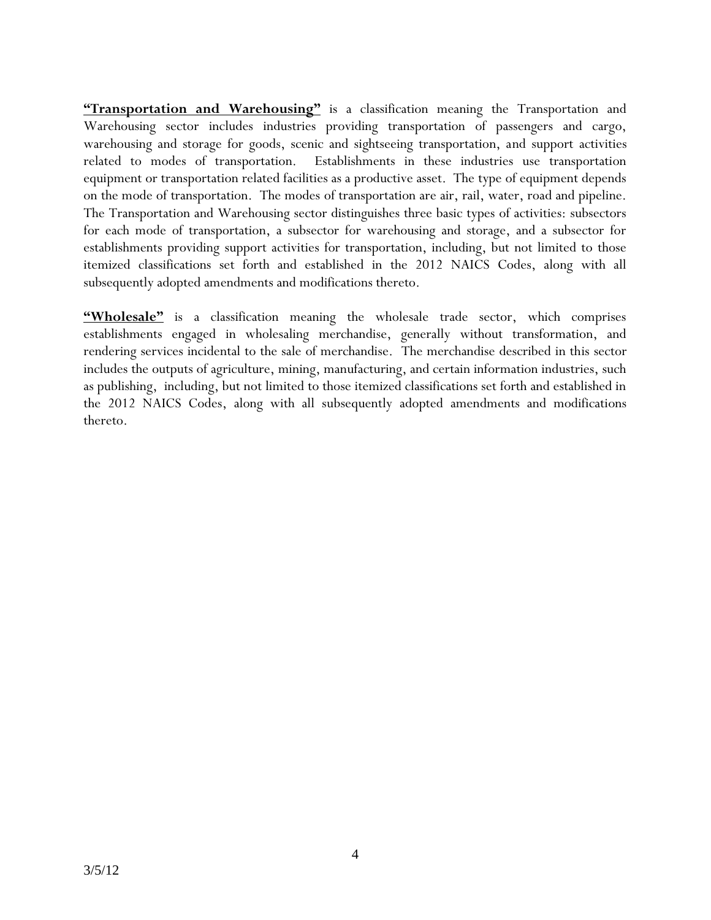**<u>"Transportation and Warehousing"</u>** is a classification meaning the Transportation and Warehousing sector includes industries providing transportation of passengers and cargo, warehousing and storage for goods, scenic and sightseeing transportation, and support activities related to modes of transportation. Establishments in these industries use transportation equipment or transportation related facilities as a productive asset. The type of equipment depends on the mode of transportation. The modes of transportation are air, rail, water, road and pipeline. The Transportation and Warehousing sector distinguishes three basic types of activities: subsectors for each mode of transportation, a subsector for warehousing and storage, and a subsector for establishments providing support activities for transportation, including, but not limited to those itemized classifications set forth and established in the 2012 NAICS Codes, along with all subsequently adopted amendments and modifications thereto.

**<u>"Wholesale"</u>** is a classification meaning the wholesale trade sector, which comprises establishments engaged in wholesaling merchandise, generally without transformation, and rendering services incidental to the sale of merchandise. The merchandise described in this sector includes the outputs of agriculture, mining, manufacturing, and certain information industries, such as publishing, including, but not limited to those itemized classifications set forth and established in the 2012 NAICS Codes, along with all subsequently adopted amendments and modifications thereto.

3/5/12